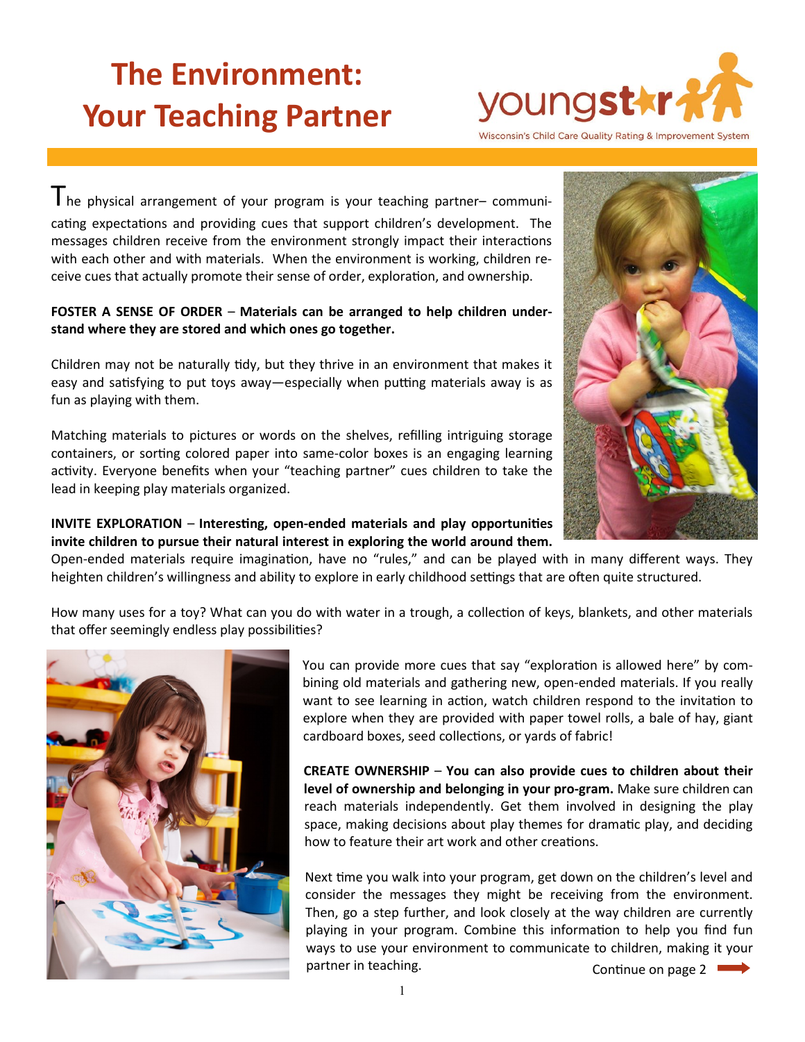# The Environment: Your Teaching Partner

youngstar

Wisconsin's Child Care Quality Rating & Improvement System

The physical arrangement of your program is your teaching partner– communicating expectations and providing cues that support children's development. The messages children receive from the environment strongly impact their interactions with each other and with materials. When the environment is working, children receive cues that actually promote their sense of order, exploration, and ownership.

**FOSTER A SENSE OF ORDER – Materials can be arranged to help children understand where they are stored and which ones go together.**

Children may not be naturally tidy, but they thrive in an environment that makes it easy and satisfying to put toys away—especially when putting materials away is as fun as playing with them.

Matching materials to pictures or words on the shelves, refilling intriguing storage containers, or sorting colored paper into same-color boxes is an engaging learning activity. Everyone benefits when your "teaching partner" cues children to take the lead in keeping play materials organized.

**INVITE EXPLORATION – Interesting, open-ended materials and play opportunities invite children to pursue their natural interest in exploring the world around them.** Open-ended materials require imagination, have no "rules," and can be played with in many different ways. They heighten children's willingness and ability to explore in early childhood settings that are often quite structured.

How many uses for a toy? What can you do with water in a trough, a collection of keys, blankets, and other materials that offer seemingly endless play possibilities?

You can provide more cues that say "exploration is allowed here" by combining old materials and gathering new, open-ended materials. If you really want to see learning in action, watch children respond to the invitation to explore when they are provided with paper towel rolls, a bale of hay, giant cardboard boxes, seed collections, or yards of fabric!

**CREATE OWNERSHIP – You can also provide cues to children about their level of ownership and belonging in your program.** Make sure children can reach materials independently. Get them involved in designing the play space, making decisions about play themes for dramatic play, and deciding how to feature their art work and other creations.

Next time you walk into your program, get down on the children's level and consider the messages they might be receiving from the environment. Then, go a step further, and look closely at the way children are currently playing in your program. Combine this information to help you find fun ways to use your environment to communicate to children, making it your partner in teaching.

Continue on page 2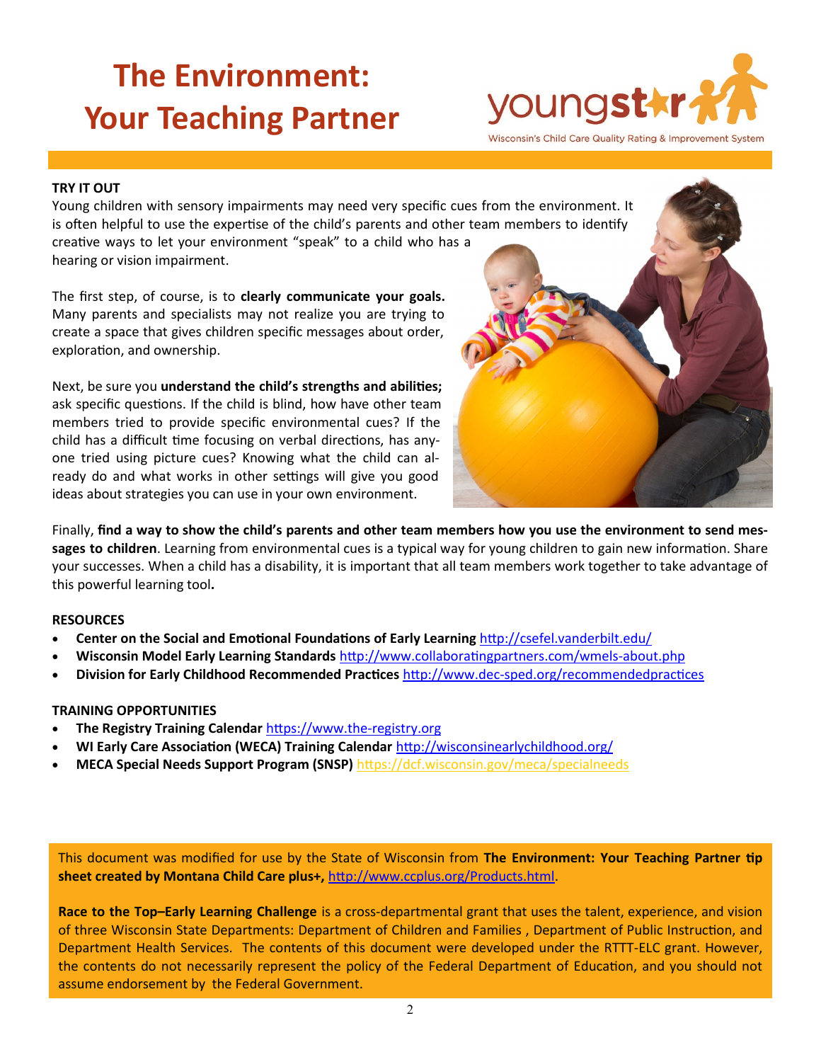# The Environment: Your Teaching Partner

youngstar
Wisconsin's Child Care Quality Rating & Improvement System

**TRY IT OUT**

Young children with sensory impairments may need very specific cues from the environment. It is often helpful to use the expertise of the child's parents and other team members to identify creative ways to let your environment "speak" to a child who has a hearing or vision impairment.

The first step, of course, is to **clearly communicate your goals.** Many parents and specialists may not realize you are trying to create a space that gives children specific messages about order, exploration, and ownership.

Next, be sure you **understand the child's strengths and abilities;** ask specific questions. If the child is blind, how have other team members tried to provide specific environmental cues? If the child has a difficult time focusing on verbal directions, has anyone tried using picture cues? Knowing what the child can already do and what works in other settings will give you good ideas about strategies you can use in your own environment.

Finally, **find a way to show the child's parents and other team members how you use the environment to send messages to children**. Learning from environmental cues is a typical way for young children to gain new information. Share your successes. When a child has a disability, it is important that all team members work together to take advantage of this powerful learning tool**.**

**RESOURCES**

- **Center on the Social and Emotional Foundations of Early Learning** http://csefel.vanderbilt.edu/
- **Wisconsin Model Early Learning Standards** http://www.collaboratingpartners.com/wmels-about.php
- **Division for Early Childhood Recommended Practices** http://www.dec-sped.org/recommendedpractices

**TRAINING OPPORTUNITIES**

- **The Registry Training Calendar** https://www.the-registry.org
- **WI Early Care Association (WECA) Training Calendar** http://wisconsinearlychildhood.org/
- **MECA Special Needs Support Program (SNSP)** https://dcf.wisconsin.gov/meca/specialneeds

This document was modified for use by the State of Wisconsin from **The Environment: Your Teaching Partner tip sheet created by Montana Child Care plus+,** http://www.ccplus.org/Products.html.

**Race to the Top–Early Learning Challenge** is a cross-departmental grant that uses the talent, experience, and vision of three Wisconsin State Departments: Department of Children and Families , Department of Public Instruction, and Department Health Services. The contents of this document were developed under the RTTT-ELC grant. However, the contents do not necessarily represent the policy of the Federal Department of Education, and you should not assume endorsement by the Federal Government.